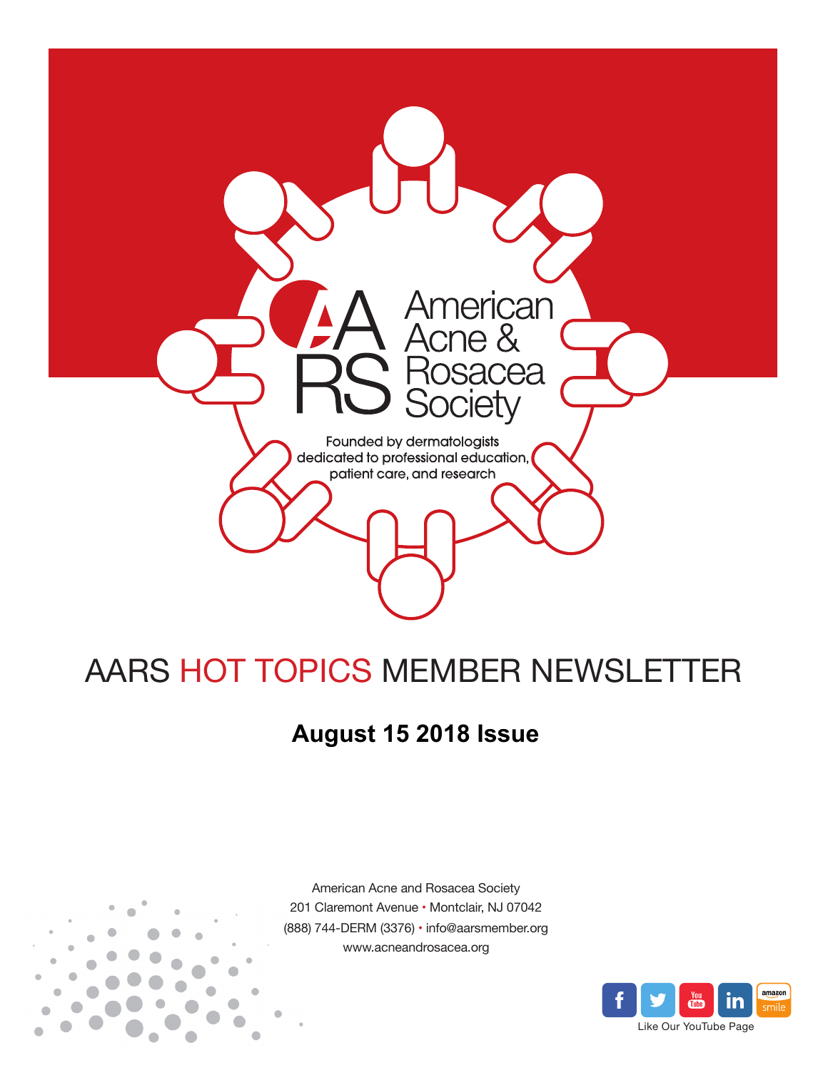American Acne & Rosacea Society

Founded by dermatologists dedicated to professional education, patient care, and research

# AARS HOT TOPICS MEMBER NEWSLETTER

## August 15 2018 Issue

American Acne and Rosacea Society
201 Claremont Avenue • Montclair, NJ 07042
(888) 744-DERM (3376) • info@aarsmember.org
www.acneandrosacea.org

Like Our YouTube Page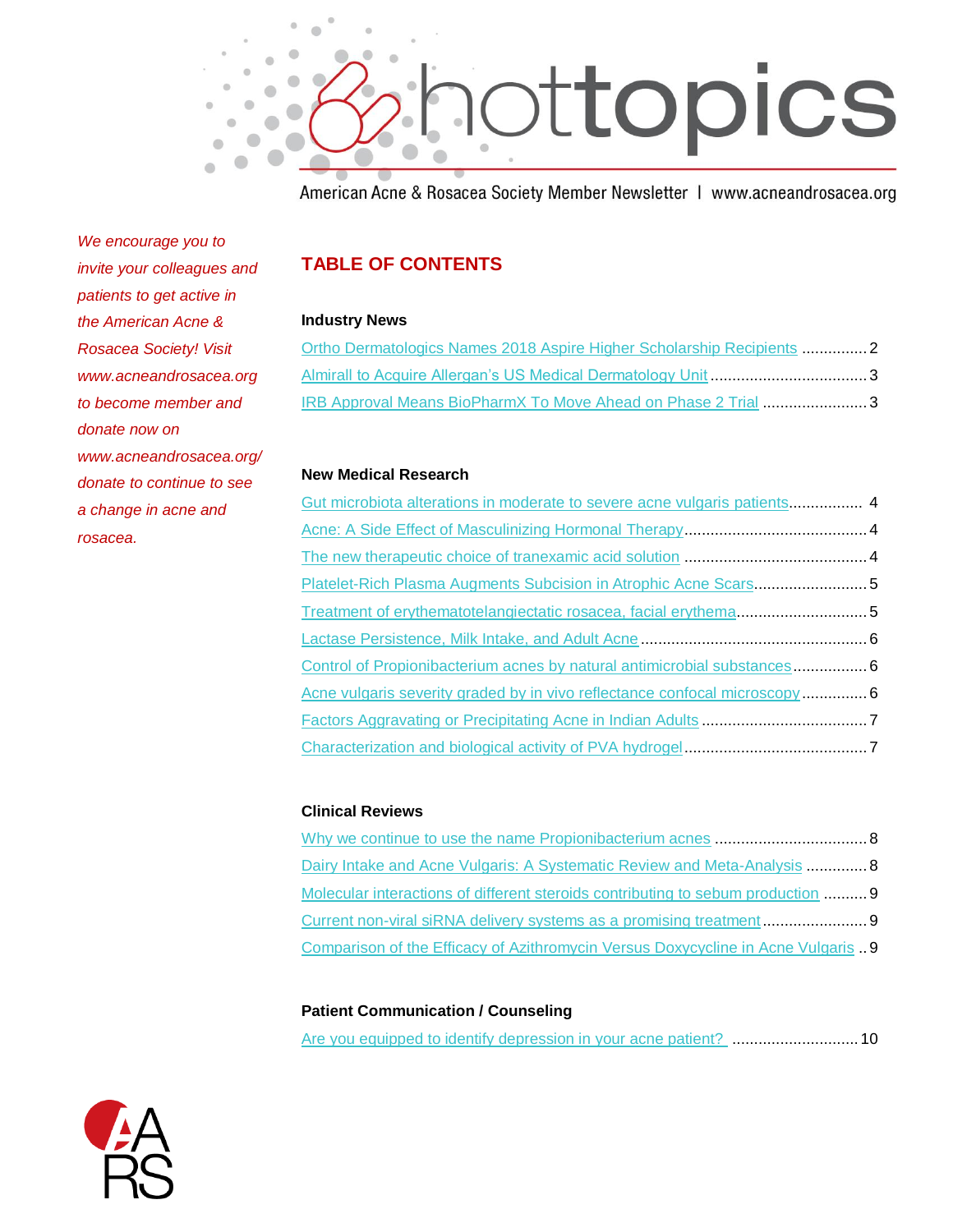# hottopics

American Acne & Rosacea Society Member Newsletter | www.acneandrosacea.org

*We encourage you to invite your colleagues and patients to get active in the American Acne & Rosacea Society! Visit www.acneandrosacea.org to become member and donate now on www.acneandrosacea.org/donate to continue to see a change in acne and rosacea.*

## TABLE OF CONTENTS

### Industry News

- Ortho Dermatologics Names 2018 Aspire Higher Scholarship Recipients ............... 2
- Almirall to Acquire Allergan's US Medical Dermatology Unit .................................... 3
- IRB Approval Means BioPharmX To Move Ahead on Phase 2 Trial ........................ 3

### New Medical Research

- Gut microbiota alterations in moderate to severe acne vulgaris patients................. 4
- Acne: A Side Effect of Masculinizing Hormonal Therapy.......................................... 4
- The new therapeutic choice of tranexamic acid solution .......................................... 4
- Platelet-Rich Plasma Augments Subcision in Atrophic Acne Scars.......................... 5
- Treatment of erythematotelangiectatic rosacea, facial erythema............................. 5
- Lactase Persistence, Milk Intake, and Adult Acne .................................................... 6
- Control of Propionibacterium acnes by natural antimicrobial substances................. 6
- Acne vulgaris severity graded by in vivo reflectance confocal microscopy............... 6
- Factors Aggravating or Precipitating Acne in Indian Adults ...................................... 7
- Characterization and biological activity of PVA hydrogel.......................................... 7

### Clinical Reviews

- Why we continue to use the name Propionibacterium acnes ................................... 8
- Dairy Intake and Acne Vulgaris: A Systematic Review and Meta-Analysis .............. 8
- Molecular interactions of different steroids contributing to sebum production .......... 9
- Current non-viral siRNA delivery systems as a promising treatment ........................ 9
- Comparison of the Efficacy of Azithromycin Versus Doxycycline in Acne Vulgaris .. 9

### Patient Communication / Counseling

- Are you equipped to identify depression in your acne patient? ............................. 10

AARS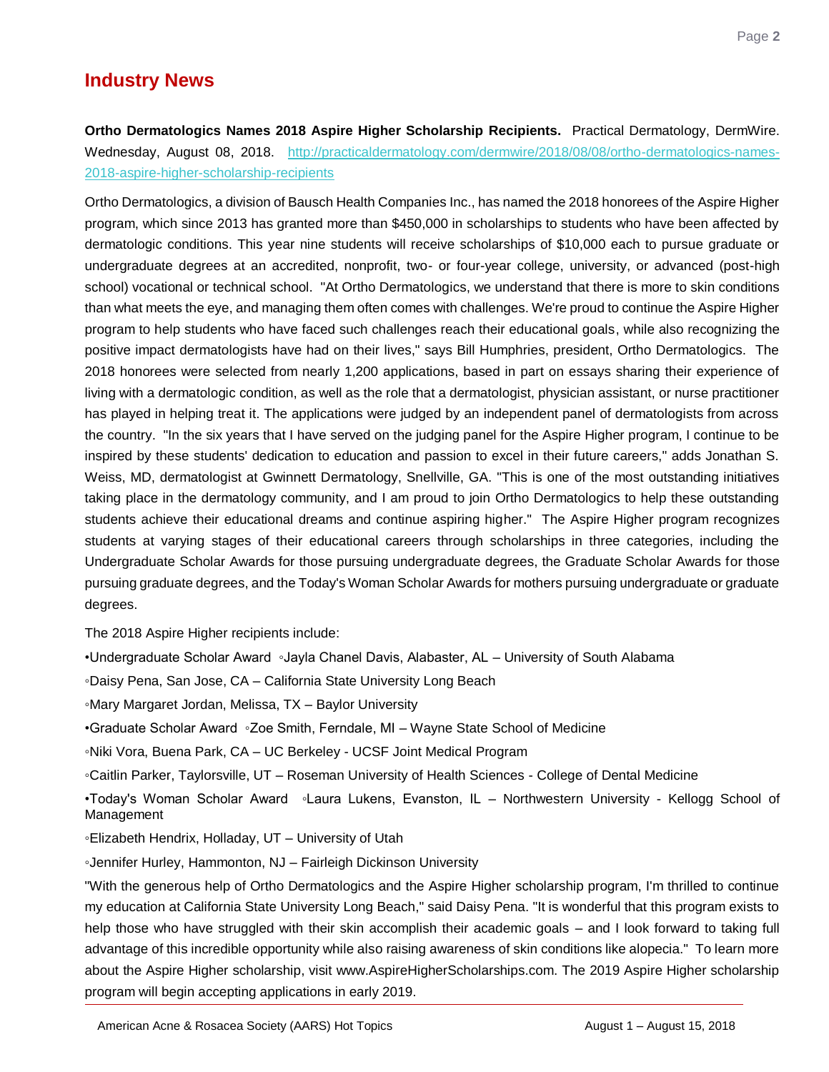## Industry News

**Ortho Dermatologics Names 2018 Aspire Higher Scholarship Recipients.** Practical Dermatology, DermWire. Wednesday, August 08, 2018. http://practicaldermatology.com/dermwire/2018/08/08/ortho-dermatologics-names-2018-aspire-higher-scholarship-recipients

Ortho Dermatologics, a division of Bausch Health Companies Inc., has named the 2018 honorees of the Aspire Higher program, which since 2013 has granted more than $450,000 in scholarships to students who have been affected by dermatologic conditions. This year nine students will receive scholarships of $10,000 each to pursue graduate or undergraduate degrees at an accredited, nonprofit, two- or four-year college, university, or advanced (post-high school) vocational or technical school. "At Ortho Dermatologics, we understand that there is more to skin conditions than what meets the eye, and managing them often comes with challenges. We're proud to continue the Aspire Higher program to help students who have faced such challenges reach their educational goals, while also recognizing the positive impact dermatologists have had on their lives," says Bill Humphries, president, Ortho Dermatologics. The 2018 honorees were selected from nearly 1,200 applications, based in part on essays sharing their experience of living with a dermatologic condition, as well as the role that a dermatologist, physician assistant, or nurse practitioner has played in helping treat it. The applications were judged by an independent panel of dermatologists from across the country. "In the six years that I have served on the judging panel for the Aspire Higher program, I continue to be inspired by these students' dedication to education and passion to excel in their future careers," adds Jonathan S. Weiss, MD, dermatologist at Gwinnett Dermatology, Snellville, GA. "This is one of the most outstanding initiatives taking place in the dermatology community, and I am proud to join Ortho Dermatologics to help these outstanding students achieve their educational dreams and continue aspiring higher." The Aspire Higher program recognizes students at varying stages of their educational careers through scholarships in three categories, including the Undergraduate Scholar Awards for those pursuing undergraduate degrees, the Graduate Scholar Awards for those pursuing graduate degrees, and the Today's Woman Scholar Awards for mothers pursuing undergraduate or graduate degrees.

The 2018 Aspire Higher recipients include:

- Undergraduate Scholar Award
  - Jayla Chanel Davis, Alabaster, AL – University of South Alabama
  - Daisy Pena, San Jose, CA – California State University Long Beach
  - Mary Margaret Jordan, Melissa, TX – Baylor University
- Graduate Scholar Award
  - Zoe Smith, Ferndale, MI – Wayne State School of Medicine
  - Niki Vora, Buena Park, CA – UC Berkeley - UCSF Joint Medical Program
  - Caitlin Parker, Taylorsville, UT – Roseman University of Health Sciences - College of Dental Medicine
- Today's Woman Scholar Award
  - Laura Lukens, Evanston, IL – Northwestern University - Kellogg School of Management
  - Elizabeth Hendrix, Holladay, UT – University of Utah
  - Jennifer Hurley, Hammonton, NJ – Fairleigh Dickinson University

"With the generous help of Ortho Dermatologics and the Aspire Higher scholarship program, I'm thrilled to continue my education at California State University Long Beach," said Daisy Pena. "It is wonderful that this program exists to help those who have struggled with their skin accomplish their academic goals – and I look forward to taking full advantage of this incredible opportunity while also raising awareness of skin conditions like alopecia." To learn more about the Aspire Higher scholarship, visit www.AspireHigherScholarships.com. The 2019 Aspire Higher scholarship program will begin accepting applications in early 2019.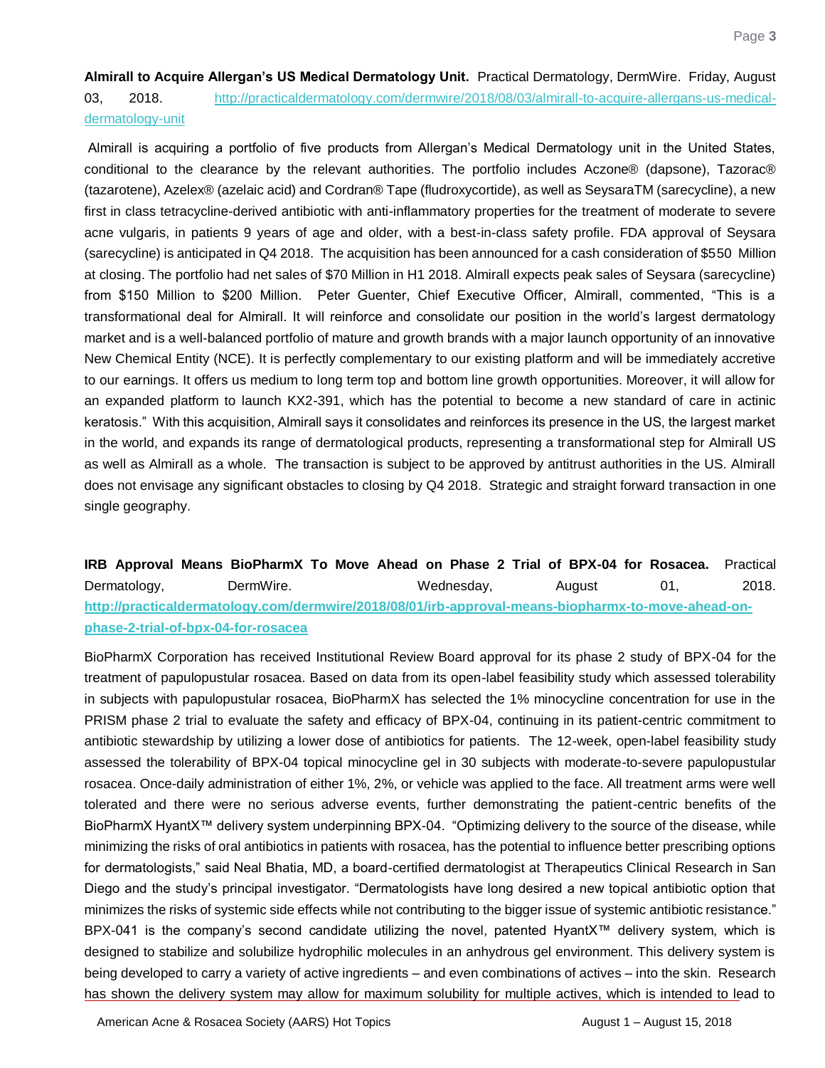**Almirall to Acquire Allergan's US Medical Dermatology Unit.** Practical Dermatology, DermWire. Friday, August 03, 2018. http://practicaldermatology.com/dermwire/2018/08/03/almirall-to-acquire-allergans-us-medical-dermatology-unit

Almirall is acquiring a portfolio of five products from Allergan's Medical Dermatology unit in the United States, conditional to the clearance by the relevant authorities. The portfolio includes Aczone® (dapsone), Tazorac® (tazarotene), Azelex® (azelaic acid) and Cordran® Tape (fludroxycortide), as well as SeysaraTM (sarecycline), a new first in class tetracycline-derived antibiotic with anti-inflammatory properties for the treatment of moderate to severe acne vulgaris, in patients 9 years of age and older, with a best-in-class safety profile. FDA approval of Seysara (sarecycline) is anticipated in Q4 2018. The acquisition has been announced for a cash consideration of $550 Million at closing. The portfolio had net sales of $70 Million in H1 2018. Almirall expects peak sales of Seysara (sarecycline) from $150 Million to $200 Million. Peter Guenter, Chief Executive Officer, Almirall, commented, "This is a transformational deal for Almirall. It will reinforce and consolidate our position in the world's largest dermatology market and is a well-balanced portfolio of mature and growth brands with a major launch opportunity of an innovative New Chemical Entity (NCE). It is perfectly complementary to our existing platform and will be immediately accretive to our earnings. It offers us medium to long term top and bottom line growth opportunities. Moreover, it will allow for an expanded platform to launch KX2-391, which has the potential to become a new standard of care in actinic keratosis." With this acquisition, Almirall says it consolidates and reinforces its presence in the US, the largest market in the world, and expands its range of dermatological products, representing a transformational step for Almirall US as well as Almirall as a whole. The transaction is subject to be approved by antitrust authorities in the US. Almirall does not envisage any significant obstacles to closing by Q4 2018. Strategic and straight forward transaction in one single geography.

**IRB Approval Means BioPharmX To Move Ahead on Phase 2 Trial of BPX-04 for Rosacea.** Practical Dermatology, DermWire. Wednesday, August 01, 2018. **http://practicaldermatology.com/dermwire/2018/08/01/irb-approval-means-biopharmx-to-move-ahead-on-phase-2-trial-of-bpx-04-for-rosacea**

BioPharmX Corporation has received Institutional Review Board approval for its phase 2 study of BPX-04 for the treatment of papulopustular rosacea. Based on data from its open-label feasibility study which assessed tolerability in subjects with papulopustular rosacea, BioPharmX has selected the 1% minocycline concentration for use in the PRISM phase 2 trial to evaluate the safety and efficacy of BPX-04, continuing in its patient-centric commitment to antibiotic stewardship by utilizing a lower dose of antibiotics for patients. The 12-week, open-label feasibility study assessed the tolerability of BPX-04 topical minocycline gel in 30 subjects with moderate-to-severe papulopustular rosacea. Once-daily administration of either 1%, 2%, or vehicle was applied to the face. All treatment arms were well tolerated and there were no serious adverse events, further demonstrating the patient-centric benefits of the BioPharmX HyantX™ delivery system underpinning BPX-04. "Optimizing delivery to the source of the disease, while minimizing the risks of oral antibiotics in patients with rosacea, has the potential to influence better prescribing options for dermatologists," said Neal Bhatia, MD, a board-certified dermatologist at Therapeutics Clinical Research in San Diego and the study's principal investigator. "Dermatologists have long desired a new topical antibiotic option that minimizes the risks of systemic side effects while not contributing to the bigger issue of systemic antibiotic resistance." BPX-041 is the company's second candidate utilizing the novel, patented HyantX™ delivery system, which is designed to stabilize and solubilize hydrophilic molecules in an anhydrous gel environment. This delivery system is being developed to carry a variety of active ingredients – and even combinations of actives – into the skin. Research has shown the delivery system may allow for maximum solubility for multiple actives, which is intended to lead to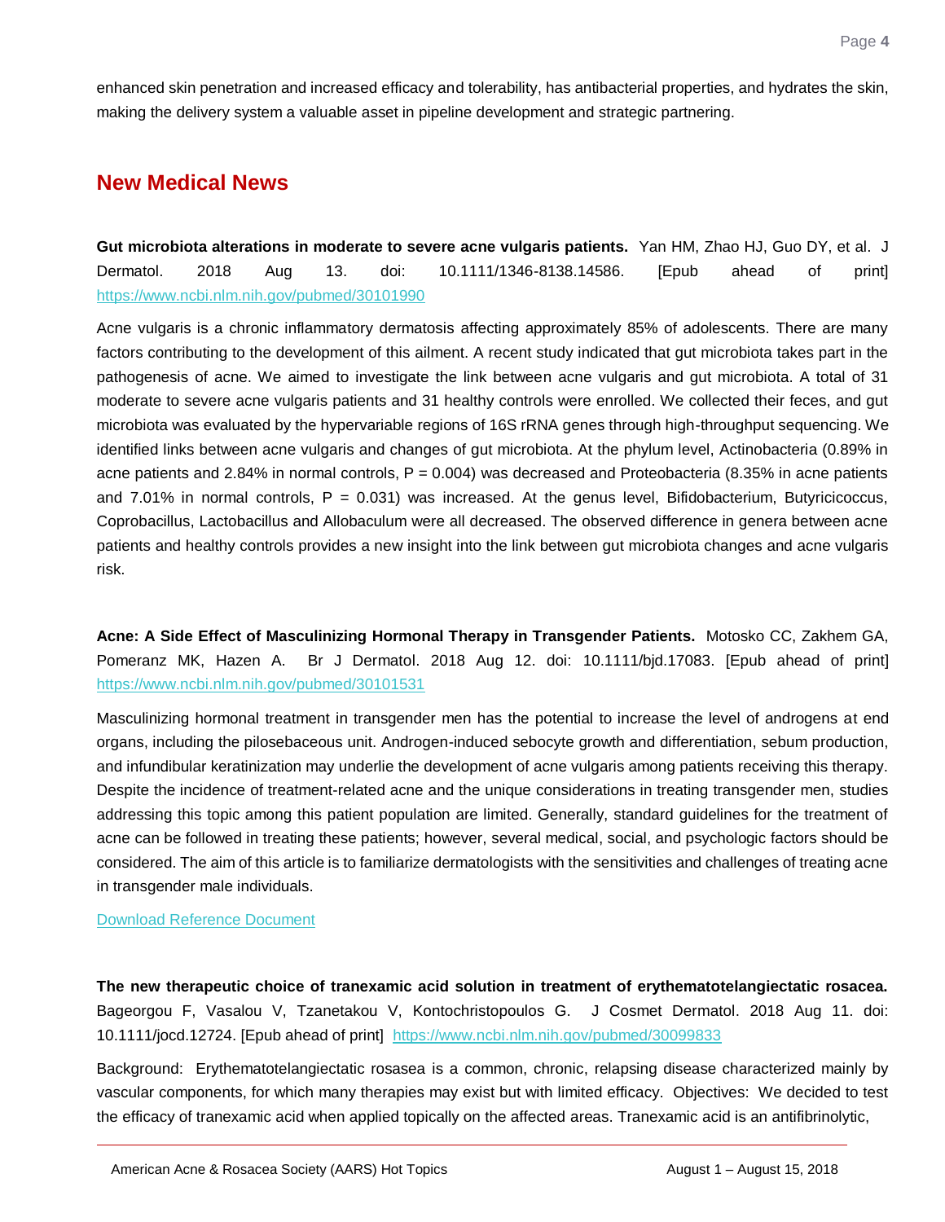enhanced skin penetration and increased efficacy and tolerability, has antibacterial properties, and hydrates the skin, making the delivery system a valuable asset in pipeline development and strategic partnering.

## New Medical News

**Gut microbiota alterations in moderate to severe acne vulgaris patients.** Yan HM, Zhao HJ, Guo DY, et al. J Dermatol. 2018 Aug 13. doi: 10.1111/1346-8138.14586. [Epub ahead of print] https://www.ncbi.nlm.nih.gov/pubmed/30101990

Acne vulgaris is a chronic inflammatory dermatosis affecting approximately 85% of adolescents. There are many factors contributing to the development of this ailment. A recent study indicated that gut microbiota takes part in the pathogenesis of acne. We aimed to investigate the link between acne vulgaris and gut microbiota. A total of 31 moderate to severe acne vulgaris patients and 31 healthy controls were enrolled. We collected their feces, and gut microbiota was evaluated by the hypervariable regions of 16S rRNA genes through high-throughput sequencing. We identified links between acne vulgaris and changes of gut microbiota. At the phylum level, Actinobacteria (0.89% in acne patients and 2.84% in normal controls, $P = 0.004$) was decreased and Proteobacteria (8.35% in acne patients and 7.01% in normal controls, $P = 0.031$) was increased. At the genus level, Bifidobacterium, Butyricicoccus, Coprobacillus, Lactobacillus and Allobaculum were all decreased. The observed difference in genera between acne patients and healthy controls provides a new insight into the link between gut microbiota changes and acne vulgaris risk.

**Acne: A Side Effect of Masculinizing Hormonal Therapy in Transgender Patients.** Motosko CC, Zakhem GA, Pomeranz MK, Hazen A. Br J Dermatol. 2018 Aug 12. doi: 10.1111/bjd.17083. [Epub ahead of print] https://www.ncbi.nlm.nih.gov/pubmed/30101531

Masculinizing hormonal treatment in transgender men has the potential to increase the level of androgens at end organs, including the pilosebaceous unit. Androgen-induced sebocyte growth and differentiation, sebum production, and infundibular keratinization may underlie the development of acne vulgaris among patients receiving this therapy. Despite the incidence of treatment-related acne and the unique considerations in treating transgender men, studies addressing this topic among this patient population are limited. Generally, standard guidelines for the treatment of acne can be followed in treating these patients; however, several medical, social, and psychologic factors should be considered. The aim of this article is to familiarize dermatologists with the sensitivities and challenges of treating acne in transgender male individuals.

Download Reference Document

**The new therapeutic choice of tranexamic acid solution in treatment of erythematotelangiectatic rosacea.** Bageorgou F, Vasalou V, Tzanetakou V, Kontochristopoulos G. J Cosmet Dermatol. 2018 Aug 11. doi: 10.1111/jocd.12724. [Epub ahead of print] https://www.ncbi.nlm.nih.gov/pubmed/30099833

Background: Erythematotelangiectatic rosasea is a common, chronic, relapsing disease characterized mainly by vascular components, for which many therapies may exist but with limited efficacy. Objectives: We decided to test the efficacy of tranexamic acid when applied topically on the affected areas. Tranexamic acid is an antifibrinolytic,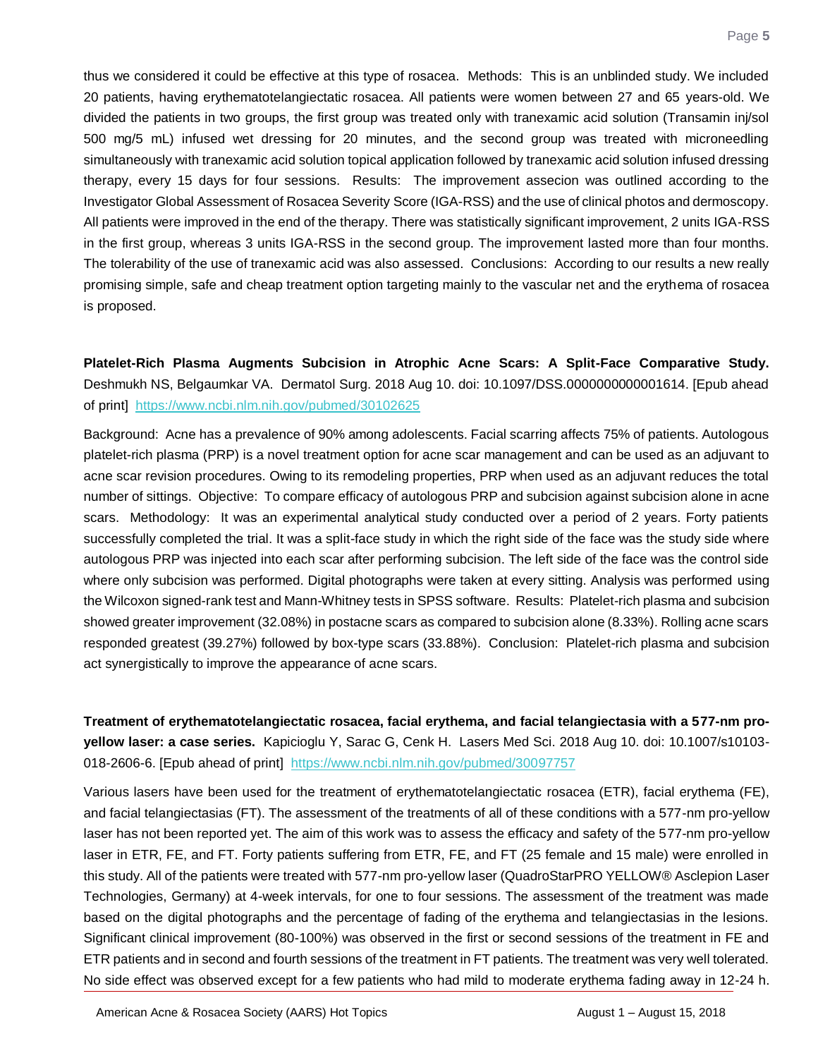thus we considered it could be effective at this type of rosacea. Methods: This is an unblinded study. We included 20 patients, having erythematotelangiectatic rosacea. All patients were women between 27 and 65 years-old. We divided the patients in two groups, the first group was treated only with tranexamic acid solution (Transamin inj/sol 500 mg/5 mL) infused wet dressing for 20 minutes, and the second group was treated with microneedling simultaneously with tranexamic acid solution topical application followed by tranexamic acid solution infused dressing therapy, every 15 days for four sessions. Results: The improvement assecion was outlined according to the Investigator Global Assessment of Rosacea Severity Score (IGA-RSS) and the use of clinical photos and dermoscopy. All patients were improved in the end of the therapy. There was statistically significant improvement, 2 units IGA-RSS in the first group, whereas 3 units IGA-RSS in the second group. The improvement lasted more than four months. The tolerability of the use of tranexamic acid was also assessed. Conclusions: According to our results a new really promising simple, safe and cheap treatment option targeting mainly to the vascular net and the erythema of rosacea is proposed.

**Platelet-Rich Plasma Augments Subcision in Atrophic Acne Scars: A Split-Face Comparative Study.** Deshmukh NS, Belgaumkar VA. Dermatol Surg. 2018 Aug 10. doi: 10.1097/DSS.0000000000001614. [Epub ahead of print] https://www.ncbi.nlm.nih.gov/pubmed/30102625

Background: Acne has a prevalence of 90% among adolescents. Facial scarring affects 75% of patients. Autologous platelet-rich plasma (PRP) is a novel treatment option for acne scar management and can be used as an adjuvant to acne scar revision procedures. Owing to its remodeling properties, PRP when used as an adjuvant reduces the total number of sittings. Objective: To compare efficacy of autologous PRP and subcision against subcision alone in acne scars. Methodology: It was an experimental analytical study conducted over a period of 2 years. Forty patients successfully completed the trial. It was a split-face study in which the right side of the face was the study side where autologous PRP was injected into each scar after performing subcision. The left side of the face was the control side where only subcision was performed. Digital photographs were taken at every sitting. Analysis was performed using the Wilcoxon signed-rank test and Mann-Whitney tests in SPSS software. Results: Platelet-rich plasma and subcision showed greater improvement (32.08%) in postacne scars as compared to subcision alone (8.33%). Rolling acne scars responded greatest (39.27%) followed by box-type scars (33.88%). Conclusion: Platelet-rich plasma and subcision act synergistically to improve the appearance of acne scars.

**Treatment of erythematotelangiectatic rosacea, facial erythema, and facial telangiectasia with a 577-nm pro-yellow laser: a case series.** Kapicioglu Y, Sarac G, Cenk H. Lasers Med Sci. 2018 Aug 10. doi: 10.1007/s10103-018-2606-6. [Epub ahead of print] https://www.ncbi.nlm.nih.gov/pubmed/30097757

Various lasers have been used for the treatment of erythematotelangiectatic rosacea (ETR), facial erythema (FE), and facial telangiectasias (FT). The assessment of the treatments of all of these conditions with a 577-nm pro-yellow laser has not been reported yet. The aim of this work was to assess the efficacy and safety of the 577-nm pro-yellow laser in ETR, FE, and FT. Forty patients suffering from ETR, FE, and FT (25 female and 15 male) were enrolled in this study. All of the patients were treated with 577-nm pro-yellow laser (QuadroStarPRO YELLOW® Asclepion Laser Technologies, Germany) at 4-week intervals, for one to four sessions. The assessment of the treatment was made based on the digital photographs and the percentage of fading of the erythema and telangiectasias in the lesions. Significant clinical improvement (80-100%) was observed in the first or second sessions of the treatment in FE and ETR patients and in second and fourth sessions of the treatment in FT patients. The treatment was very well tolerated. No side effect was observed except for a few patients who had mild to moderate erythema fading away in 12-24 h.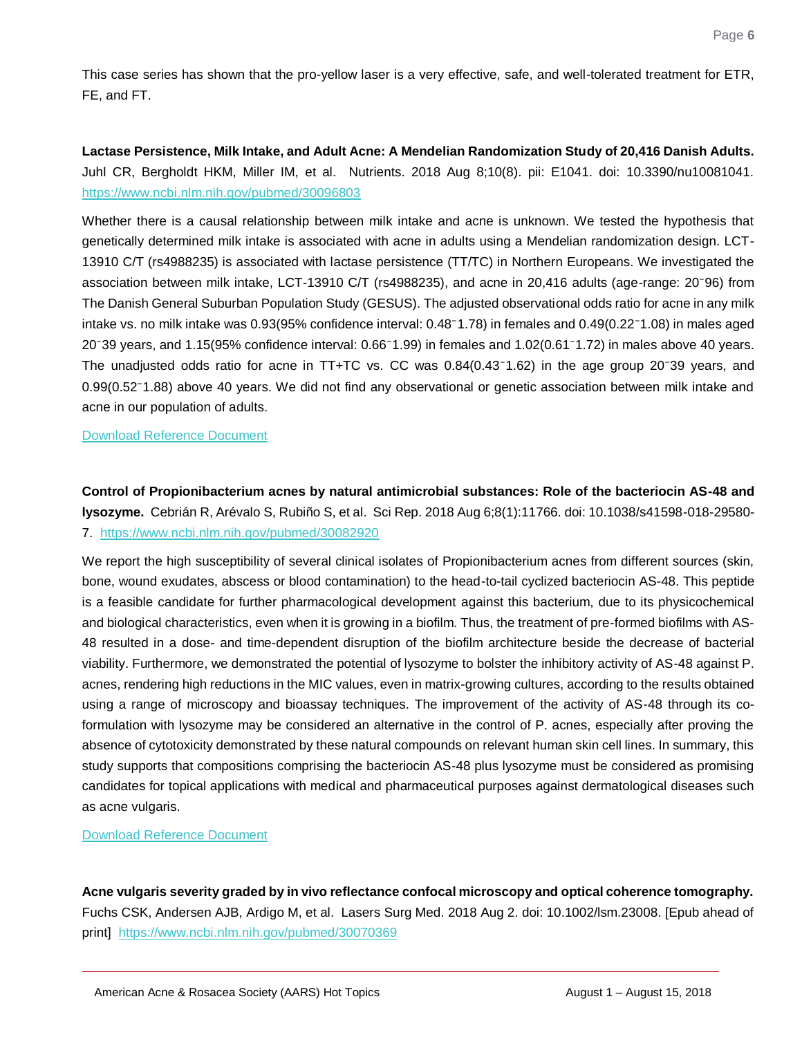This case series has shown that the pro-yellow laser is a very effective, safe, and well-tolerated treatment for ETR, FE, and FT.

**Lactase Persistence, Milk Intake, and Adult Acne: A Mendelian Randomization Study of 20,416 Danish Adults.** Juhl CR, Bergholdt HKM, Miller IM, et al. Nutrients. 2018 Aug 8;10(8). pii: E1041. doi: 10.3390/nu10081041. https://www.ncbi.nlm.nih.gov/pubmed/30096803

Whether there is a causal relationship between milk intake and acne is unknown. We tested the hypothesis that genetically determined milk intake is associated with acne in adults using a Mendelian randomization design. LCT-13910 C/T (rs4988235) is associated with lactase persistence (TT/TC) in Northern Europeans. We investigated the association between milk intake, LCT-13910 C/T (rs4988235), and acne in 20,416 adults (age-range: 20⁻96) from The Danish General Suburban Population Study (GESUS). The adjusted observational odds ratio for acne in any milk intake vs. no milk intake was 0.93(95% confidence interval: 0.48⁻1.78) in females and 0.49(0.22⁻1.08) in males aged 20⁻39 years, and 1.15(95% confidence interval: 0.66⁻1.99) in females and 1.02(0.61⁻1.72) in males above 40 years. The unadjusted odds ratio for acne in TT+TC vs. CC was 0.84(0.43⁻1.62) in the age group 20⁻39 years, and 0.99(0.52⁻1.88) above 40 years. We did not find any observational or genetic association between milk intake and acne in our population of adults.

Download Reference Document

**Control of Propionibacterium acnes by natural antimicrobial substances: Role of the bacteriocin AS-48 and lysozyme.** Cebrián R, Arévalo S, Rubiño S, et al. Sci Rep. 2018 Aug 6;8(1):11766. doi: 10.1038/s41598-018-29580-7. https://www.ncbi.nlm.nih.gov/pubmed/30082920

We report the high susceptibility of several clinical isolates of Propionibacterium acnes from different sources (skin, bone, wound exudates, abscess or blood contamination) to the head-to-tail cyclized bacteriocin AS-48. This peptide is a feasible candidate for further pharmacological development against this bacterium, due to its physicochemical and biological characteristics, even when it is growing in a biofilm. Thus, the treatment of pre-formed biofilms with AS-48 resulted in a dose- and time-dependent disruption of the biofilm architecture beside the decrease of bacterial viability. Furthermore, we demonstrated the potential of lysozyme to bolster the inhibitory activity of AS-48 against P. acnes, rendering high reductions in the MIC values, even in matrix-growing cultures, according to the results obtained using a range of microscopy and bioassay techniques. The improvement of the activity of AS-48 through its co-formulation with lysozyme may be considered an alternative in the control of P. acnes, especially after proving the absence of cytotoxicity demonstrated by these natural compounds on relevant human skin cell lines. In summary, this study supports that compositions comprising the bacteriocin AS-48 plus lysozyme must be considered as promising candidates for topical applications with medical and pharmaceutical purposes against dermatological diseases such as acne vulgaris.

Download Reference Document

**Acne vulgaris severity graded by in vivo reflectance confocal microscopy and optical coherence tomography.** Fuchs CSK, Andersen AJB, Ardigo M, et al. Lasers Surg Med. 2018 Aug 2. doi: 10.1002/lsm.23008. [Epub ahead of print] https://www.ncbi.nlm.nih.gov/pubmed/30070369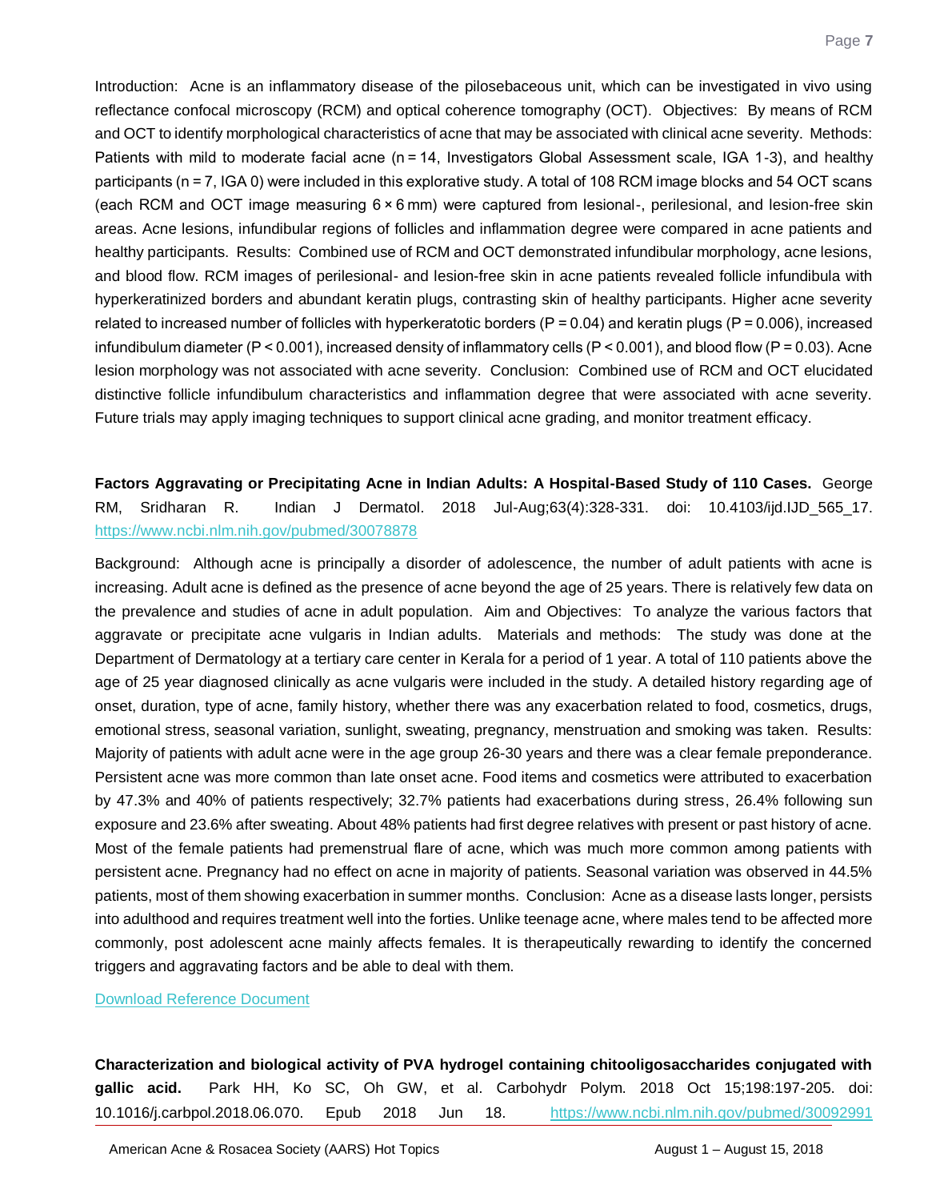Introduction: Acne is an inflammatory disease of the pilosebaceous unit, which can be investigated in vivo using reflectance confocal microscopy (RCM) and optical coherence tomography (OCT). Objectives: By means of RCM and OCT to identify morphological characteristics of acne that may be associated with clinical acne severity. Methods: Patients with mild to moderate facial acne (n = 14, Investigators Global Assessment scale, IGA 1-3), and healthy participants (n = 7, IGA 0) were included in this explorative study. A total of 108 RCM image blocks and 54 OCT scans (each RCM and OCT image measuring 6 × 6 mm) were captured from lesional-, perilesional, and lesion-free skin areas. Acne lesions, infundibular regions of follicles and inflammation degree were compared in acne patients and healthy participants. Results: Combined use of RCM and OCT demonstrated infundibular morphology, acne lesions, and blood flow. RCM images of perilesional- and lesion-free skin in acne patients revealed follicle infundibula with hyperkeratinized borders and abundant keratin plugs, contrasting skin of healthy participants. Higher acne severity related to increased number of follicles with hyperkeratotic borders ($P = 0.04$) and keratin plugs ($P = 0.006$), increased infundibulum diameter ($P < 0.001$), increased density of inflammatory cells ($P < 0.001$), and blood flow ($P = 0.03$). Acne lesion morphology was not associated with acne severity. Conclusion: Combined use of RCM and OCT elucidated distinctive follicle infundibulum characteristics and inflammation degree that were associated with acne severity. Future trials may apply imaging techniques to support clinical acne grading, and monitor treatment efficacy.

**Factors Aggravating or Precipitating Acne in Indian Adults: A Hospital-Based Study of 110 Cases.** George RM, Sridharan R. Indian J Dermatol. 2018 Jul-Aug;63(4):328-331. doi: 10.4103/ijd.IJD_565_17. https://www.ncbi.nlm.nih.gov/pubmed/30078878

Background: Although acne is principally a disorder of adolescence, the number of adult patients with acne is increasing. Adult acne is defined as the presence of acne beyond the age of 25 years. There is relatively few data on the prevalence and studies of acne in adult population. Aim and Objectives: To analyze the various factors that aggravate or precipitate acne vulgaris in Indian adults. Materials and methods: The study was done at the Department of Dermatology at a tertiary care center in Kerala for a period of 1 year. A total of 110 patients above the age of 25 year diagnosed clinically as acne vulgaris were included in the study. A detailed history regarding age of onset, duration, type of acne, family history, whether there was any exacerbation related to food, cosmetics, drugs, emotional stress, seasonal variation, sunlight, sweating, pregnancy, menstruation and smoking was taken. Results: Majority of patients with adult acne were in the age group 26-30 years and there was a clear female preponderance. Persistent acne was more common than late onset acne. Food items and cosmetics were attributed to exacerbation by 47.3% and 40% of patients respectively; 32.7% patients had exacerbations during stress, 26.4% following sun exposure and 23.6% after sweating. About 48% patients had first degree relatives with present or past history of acne. Most of the female patients had premenstrual flare of acne, which was much more common among patients with persistent acne. Pregnancy had no effect on acne in majority of patients. Seasonal variation was observed in 44.5% patients, most of them showing exacerbation in summer months. Conclusion: Acne as a disease lasts longer, persists into adulthood and requires treatment well into the forties. Unlike teenage acne, where males tend to be affected more commonly, post adolescent acne mainly affects females. It is therapeutically rewarding to identify the concerned triggers and aggravating factors and be able to deal with them.

Download Reference Document

**Characterization and biological activity of PVA hydrogel containing chitooligosaccharides conjugated with gallic acid.** Park HH, Ko SC, Oh GW, et al. Carbohydr Polym. 2018 Oct 15;198:197-205. doi: 10.1016/j.carbpol.2018.06.070. Epub 2018 Jun 18. https://www.ncbi.nlm.nih.gov/pubmed/30092991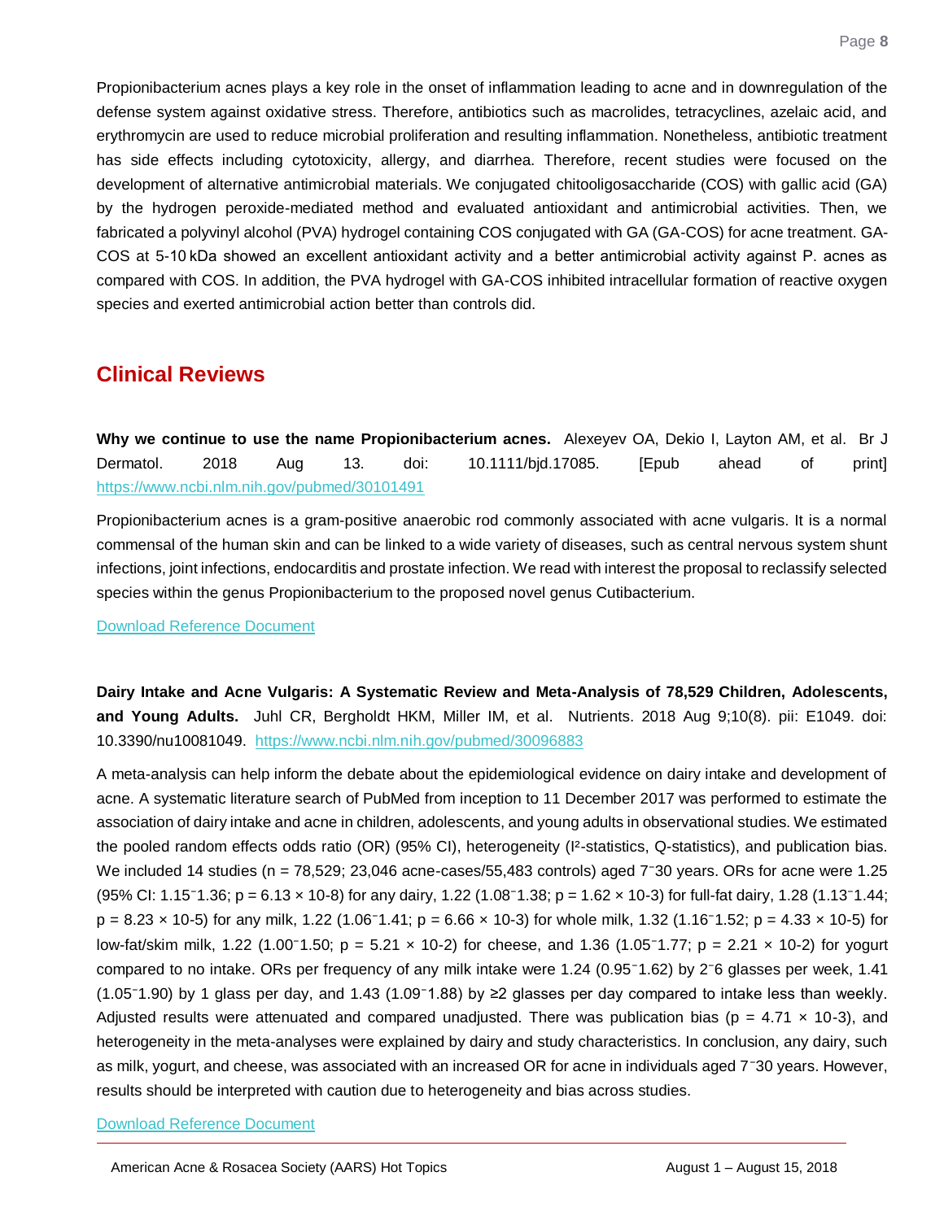Propionibacterium acnes plays a key role in the onset of inflammation leading to acne and in downregulation of the defense system against oxidative stress. Therefore, antibiotics such as macrolides, tetracyclines, azelaic acid, and erythromycin are used to reduce microbial proliferation and resulting inflammation. Nonetheless, antibiotic treatment has side effects including cytotoxicity, allergy, and diarrhea. Therefore, recent studies were focused on the development of alternative antimicrobial materials. We conjugated chitooligosaccharide (COS) with gallic acid (GA) by the hydrogen peroxide-mediated method and evaluated antioxidant and antimicrobial activities. Then, we fabricated a polyvinyl alcohol (PVA) hydrogel containing COS conjugated with GA (GA-COS) for acne treatment. GA-COS at 5-10 kDa showed an excellent antioxidant activity and a better antimicrobial activity against P. acnes as compared with COS. In addition, the PVA hydrogel with GA-COS inhibited intracellular formation of reactive oxygen species and exerted antimicrobial action better than controls did.

## Clinical Reviews

**Why we continue to use the name Propionibacterium acnes.** Alexeyev OA, Dekio I, Layton AM, et al. Br J Dermatol. 2018 Aug 13. doi: 10.1111/bjd.17085. [Epub ahead of print] https://www.ncbi.nlm.nih.gov/pubmed/30101491

Propionibacterium acnes is a gram-positive anaerobic rod commonly associated with acne vulgaris. It is a normal commensal of the human skin and can be linked to a wide variety of diseases, such as central nervous system shunt infections, joint infections, endocarditis and prostate infection. We read with interest the proposal to reclassify selected species within the genus Propionibacterium to the proposed novel genus Cutibacterium.

Download Reference Document

**Dairy Intake and Acne Vulgaris: A Systematic Review and Meta-Analysis of 78,529 Children, Adolescents, and Young Adults.** Juhl CR, Bergholdt HKM, Miller IM, et al. Nutrients. 2018 Aug 9;10(8). pii: E1049. doi: 10.3390/nu10081049. https://www.ncbi.nlm.nih.gov/pubmed/30096883

A meta-analysis can help inform the debate about the epidemiological evidence on dairy intake and development of acne. A systematic literature search of PubMed from inception to 11 December 2017 was performed to estimate the association of dairy intake and acne in children, adolescents, and young adults in observational studies. We estimated the pooled random effects odds ratio (OR) (95% CI), heterogeneity ($I^2$-statistics, Q-statistics), and publication bias. We included 14 studies (n = 78,529; 23,046 acne-cases/55,483 controls) aged 7⁻30 years. ORs for acne were 1.25 (95% CI: 1.15⁻1.36; p = 6.13 × 10-8) for any dairy, 1.22 (1.08⁻1.38; p = 1.62 × 10-3) for full-fat dairy, 1.28 (1.13⁻1.44; p = 8.23 × 10-5) for any milk, 1.22 (1.06⁻1.41; p = 6.66 × 10-3) for whole milk, 1.32 (1.16⁻1.52; p = 4.33 × 10-5) for low-fat/skim milk, 1.22 (1.00⁻1.50; p = 5.21 × 10-2) for cheese, and 1.36 (1.05⁻1.77; p = 2.21 × 10-2) for yogurt compared to no intake. ORs per frequency of any milk intake were 1.24 (0.95⁻1.62) by 2⁻6 glasses per week, 1.41 (1.05⁻1.90) by 1 glass per day, and 1.43 (1.09⁻1.88) by ≥2 glasses per day compared to intake less than weekly. Adjusted results were attenuated and compared unadjusted. There was publication bias (p = 4.71 × 10-3), and heterogeneity in the meta-analyses were explained by dairy and study characteristics. In conclusion, any dairy, such as milk, yogurt, and cheese, was associated with an increased OR for acne in individuals aged 7⁻30 years. However, results should be interpreted with caution due to heterogeneity and bias across studies.

Download Reference Document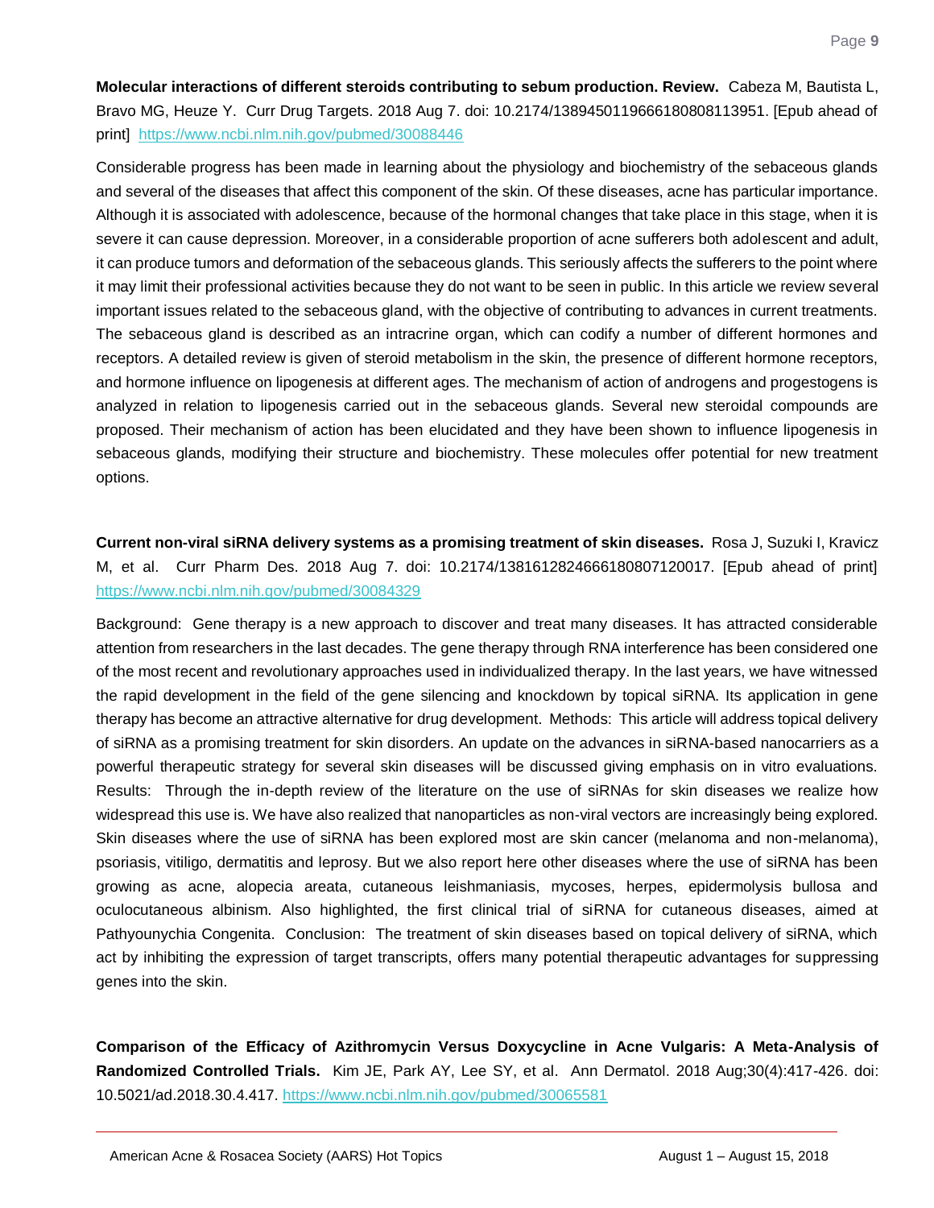**Molecular interactions of different steroids contributing to sebum production. Review.** Cabeza M, Bautista L, Bravo MG, Heuze Y. Curr Drug Targets. 2018 Aug 7. doi: 10.2174/1389450119666180808113951. [Epub ahead of print] https://www.ncbi.nlm.nih.gov/pubmed/30088446

Considerable progress has been made in learning about the physiology and biochemistry of the sebaceous glands and several of the diseases that affect this component of the skin. Of these diseases, acne has particular importance. Although it is associated with adolescence, because of the hormonal changes that take place in this stage, when it is severe it can cause depression. Moreover, in a considerable proportion of acne sufferers both adolescent and adult, it can produce tumors and deformation of the sebaceous glands. This seriously affects the sufferers to the point where it may limit their professional activities because they do not want to be seen in public. In this article we review several important issues related to the sebaceous gland, with the objective of contributing to advances in current treatments. The sebaceous gland is described as an intracrine organ, which can codify a number of different hormones and receptors. A detailed review is given of steroid metabolism in the skin, the presence of different hormone receptors, and hormone influence on lipogenesis at different ages. The mechanism of action of androgens and progestogens is analyzed in relation to lipogenesis carried out in the sebaceous glands. Several new steroidal compounds are proposed. Their mechanism of action has been elucidated and they have been shown to influence lipogenesis in sebaceous glands, modifying their structure and biochemistry. These molecules offer potential for new treatment options.

**Current non-viral siRNA delivery systems as a promising treatment of skin diseases.** Rosa J, Suzuki I, Kravicz M, et al. Curr Pharm Des. 2018 Aug 7. doi: 10.2174/1381612824666180807120017. [Epub ahead of print] https://www.ncbi.nlm.nih.gov/pubmed/30084329

Background: Gene therapy is a new approach to discover and treat many diseases. It has attracted considerable attention from researchers in the last decades. The gene therapy through RNA interference has been considered one of the most recent and revolutionary approaches used in individualized therapy. In the last years, we have witnessed the rapid development in the field of the gene silencing and knockdown by topical siRNA. Its application in gene therapy has become an attractive alternative for drug development. Methods: This article will address topical delivery of siRNA as a promising treatment for skin disorders. An update on the advances in siRNA-based nanocarriers as a powerful therapeutic strategy for several skin diseases will be discussed giving emphasis on in vitro evaluations. Results: Through the in-depth review of the literature on the use of siRNAs for skin diseases we realize how widespread this use is. We have also realized that nanoparticles as non-viral vectors are increasingly being explored. Skin diseases where the use of siRNA has been explored most are skin cancer (melanoma and non-melanoma), psoriasis, vitiligo, dermatitis and leprosy. But we also report here other diseases where the use of siRNA has been growing as acne, alopecia areata, cutaneous leishmaniasis, mycoses, herpes, epidermolysis bullosa and oculocutaneous albinism. Also highlighted, the first clinical trial of siRNA for cutaneous diseases, aimed at Pathyounychia Congenita. Conclusion: The treatment of skin diseases based on topical delivery of siRNA, which act by inhibiting the expression of target transcripts, offers many potential therapeutic advantages for suppressing genes into the skin.

**Comparison of the Efficacy of Azithromycin Versus Doxycycline in Acne Vulgaris: A Meta-Analysis of Randomized Controlled Trials.** Kim JE, Park AY, Lee SY, et al. Ann Dermatol. 2018 Aug;30(4):417-426. doi: 10.5021/ad.2018.30.4.417. https://www.ncbi.nlm.nih.gov/pubmed/30065581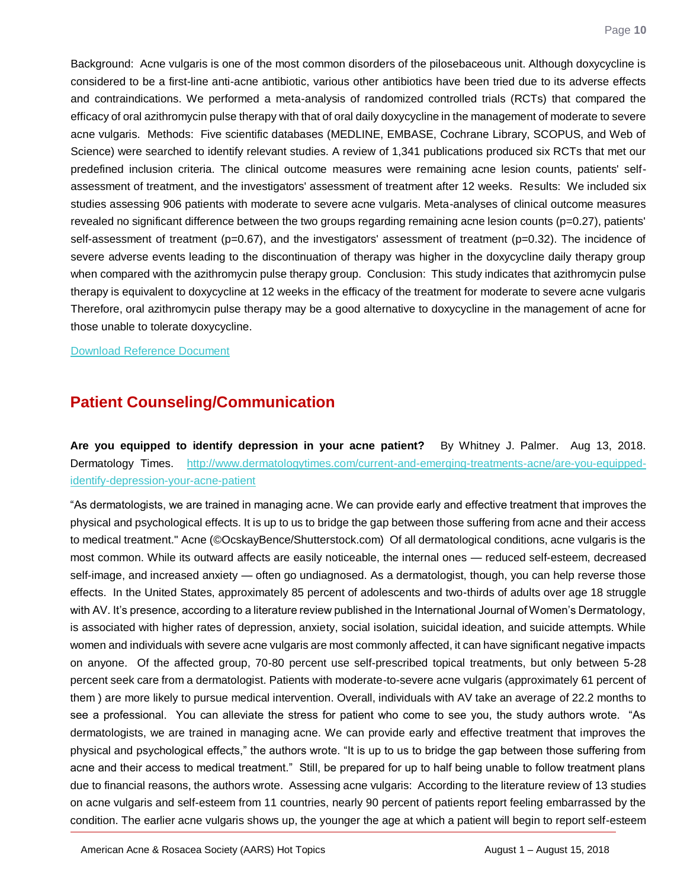Background: Acne vulgaris is one of the most common disorders of the pilosebaceous unit. Although doxycycline is considered to be a first-line anti-acne antibiotic, various other antibiotics have been tried due to its adverse effects and contraindications. We performed a meta-analysis of randomized controlled trials (RCTs) that compared the efficacy of oral azithromycin pulse therapy with that of oral daily doxycycline in the management of moderate to severe acne vulgaris. Methods: Five scientific databases (MEDLINE, EMBASE, Cochrane Library, SCOPUS, and Web of Science) were searched to identify relevant studies. A review of 1,341 publications produced six RCTs that met our predefined inclusion criteria. The clinical outcome measures were remaining acne lesion counts, patients' self-assessment of treatment, and the investigators' assessment of treatment after 12 weeks. Results: We included six studies assessing 906 patients with moderate to severe acne vulgaris. Meta-analyses of clinical outcome measures revealed no significant difference between the two groups regarding remaining acne lesion counts ($p=0.27$), patients' self-assessment of treatment ($p=0.67$), and the investigators' assessment of treatment ($p=0.32$). The incidence of severe adverse events leading to the discontinuation of therapy was higher in the doxycycline daily therapy group when compared with the azithromycin pulse therapy group. Conclusion: This study indicates that azithromycin pulse therapy is equivalent to doxycycline at 12 weeks in the efficacy of the treatment for moderate to severe acne vulgaris Therefore, oral azithromycin pulse therapy may be a good alternative to doxycycline in the management of acne for those unable to tolerate doxycycline.

Download Reference Document

## Patient Counseling/Communication

**Are you equipped to identify depression in your acne patient?** By Whitney J. Palmer. Aug 13, 2018. Dermatology Times. http://www.dermatologytimes.com/current-and-emerging-treatments-acne/are-you-equipped-identify-depression-your-acne-patient

"As dermatologists, we are trained in managing acne. We can provide early and effective treatment that improves the physical and psychological effects. It is up to us to bridge the gap between those suffering from acne and their access to medical treatment." Acne (©OcskayBence/Shutterstock.com) Of all dermatological conditions, acne vulgaris is the most common. While its outward affects are easily noticeable, the internal ones — reduced self-esteem, decreased self-image, and increased anxiety — often go undiagnosed. As a dermatologist, though, you can help reverse those effects. In the United States, approximately 85 percent of adolescents and two-thirds of adults over age 18 struggle with AV. It's presence, according to a literature review published in the International Journal of Women's Dermatology, is associated with higher rates of depression, anxiety, social isolation, suicidal ideation, and suicide attempts. While women and individuals with severe acne vulgaris are most commonly affected, it can have significant negative impacts on anyone. Of the affected group, 70-80 percent use self-prescribed topical treatments, but only between 5-28 percent seek care from a dermatologist. Patients with moderate-to-severe acne vulgaris (approximately 61 percent of them ) are more likely to pursue medical intervention. Overall, individuals with AV take an average of 22.2 months to see a professional. You can alleviate the stress for patient who come to see you, the study authors wrote. "As dermatologists, we are trained in managing acne. We can provide early and effective treatment that improves the physical and psychological effects," the authors wrote. "It is up to us to bridge the gap between those suffering from acne and their access to medical treatment." Still, be prepared for up to half being unable to follow treatment plans due to financial reasons, the authors wrote. Assessing acne vulgaris: According to the literature review of 13 studies on acne vulgaris and self-esteem from 11 countries, nearly 90 percent of patients report feeling embarrassed by the condition. The earlier acne vulgaris shows up, the younger the age at which a patient will begin to report self-esteem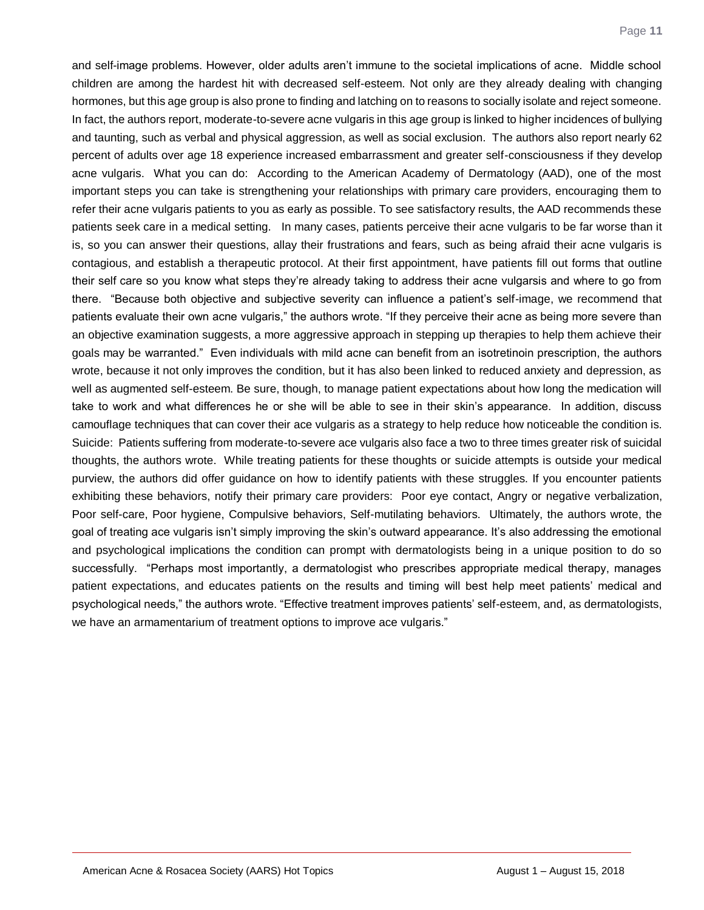and self-image problems. However, older adults aren't immune to the societal implications of acne. Middle school children are among the hardest hit with decreased self-esteem. Not only are they already dealing with changing hormones, but this age group is also prone to finding and latching on to reasons to socially isolate and reject someone. In fact, the authors report, moderate-to-severe acne vulgaris in this age group is linked to higher incidences of bullying and taunting, such as verbal and physical aggression, as well as social exclusion. The authors also report nearly 62 percent of adults over age 18 experience increased embarrassment and greater self-consciousness if they develop acne vulgaris. What you can do: According to the American Academy of Dermatology (AAD), one of the most important steps you can take is strengthening your relationships with primary care providers, encouraging them to refer their acne vulgaris patients to you as early as possible. To see satisfactory results, the AAD recommends these patients seek care in a medical setting. In many cases, patients perceive their acne vulgaris to be far worse than it is, so you can answer their questions, allay their frustrations and fears, such as being afraid their acne vulgaris is contagious, and establish a therapeutic protocol. At their first appointment, have patients fill out forms that outline their self care so you know what steps they're already taking to address their acne vulgarsis and where to go from there. "Because both objective and subjective severity can influence a patient's self-image, we recommend that patients evaluate their own acne vulgaris," the authors wrote. "If they perceive their acne as being more severe than an objective examination suggests, a more aggressive approach in stepping up therapies to help them achieve their goals may be warranted." Even individuals with mild acne can benefit from an isotretinoin prescription, the authors wrote, because it not only improves the condition, but it has also been linked to reduced anxiety and depression, as well as augmented self-esteem. Be sure, though, to manage patient expectations about how long the medication will take to work and what differences he or she will be able to see in their skin's appearance. In addition, discuss camouflage techniques that can cover their ace vulgaris as a strategy to help reduce how noticeable the condition is. Suicide: Patients suffering from moderate-to-severe ace vulgaris also face a two to three times greater risk of suicidal thoughts, the authors wrote. While treating patients for these thoughts or suicide attempts is outside your medical purview, the authors did offer guidance on how to identify patients with these struggles. If you encounter patients exhibiting these behaviors, notify their primary care providers: Poor eye contact, Angry or negative verbalization, Poor self-care, Poor hygiene, Compulsive behaviors, Self-mutilating behaviors. Ultimately, the authors wrote, the goal of treating ace vulgaris isn't simply improving the skin's outward appearance. It's also addressing the emotional and psychological implications the condition can prompt with dermatologists being in a unique position to do so successfully. "Perhaps most importantly, a dermatologist who prescribes appropriate medical therapy, manages patient expectations, and educates patients on the results and timing will best help meet patients' medical and psychological needs," the authors wrote. "Effective treatment improves patients' self-esteem, and, as dermatologists, we have an armamentarium of treatment options to improve ace vulgaris."